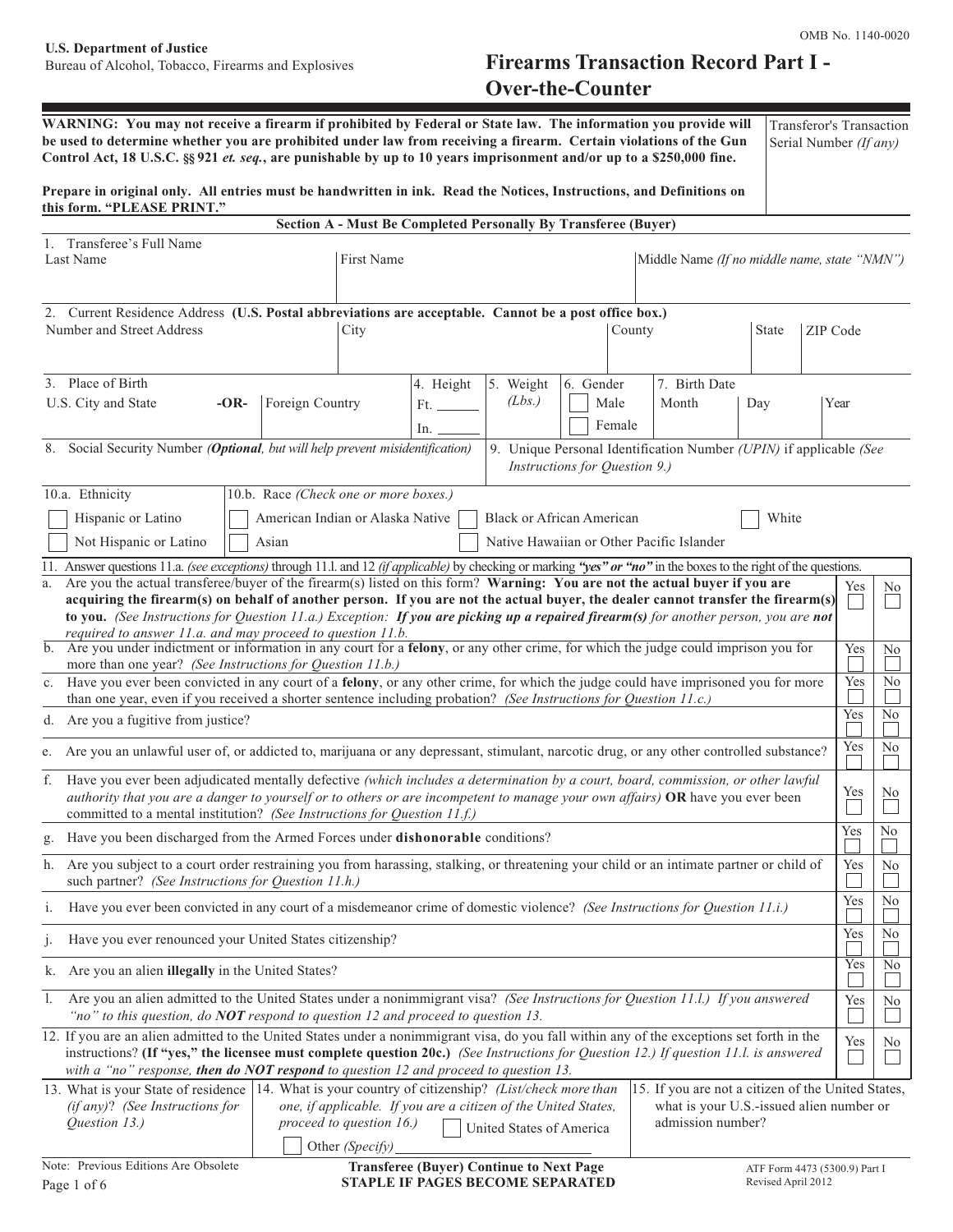OMB No. 1140-0020

**U.S. Department of Justice**
Bureau of Alcohol, Tobacco, Firearms and Explosives

# Firearms Transaction Record Part I - Over-the-Counter

**WARNING: You may not receive a firearm if prohibited by Federal or State law. The information you provide will be used to determine whether you are prohibited under law from receiving a firearm. Certain violations of the Gun Control Act, 18 U.S.C. §§ 921 *et. seq.*, are punishable by up to 10 years imprisonment and/or up to a $250,000 fine.**

**Prepare in original only. All entries must be handwritten in ink. Read the Notices, Instructions, and Definitions on this form. "PLEASE PRINT."**

Transferor's Transaction Serial Number *(If any)*

## Section A - Must Be Completed Personally By Transferee (Buyer)

1. Transferee's Full Name

| Last Name | First Name | Middle Name *(If no middle name, state "NMN")* |
|---|---|---|
| | | |

2. Current Residence Address **(U.S. Postal abbreviations are acceptable. Cannot be a post office box.)**

| Number and Street Address | City | County | State | ZIP Code |
|---|---|---|---|---|
| | | | | |

| 3. Place of Birth: U.S. City and State -OR- Foreign Country | 4. Height Ft. ______ In. ______ | 5. Weight *(Lbs.)* | 6. Gender ☐ Male ☐ Female | 7. Birth Date Month Day Year |
|---|---|---|---|---|
| | | | | |

8. Social Security Number *(**Optional**, but will help prevent misidentification)*

9. Unique Personal Identification Number *(UPIN)* if applicable *(See Instructions for Question 9.)*

10.a. Ethnicity

- ☐ Hispanic or Latino
- ☐ Not Hispanic or Latino

10.b. Race *(Check one or more boxes.)*

- ☐ American Indian or Alaska Native
- ☐ Asian
- ☐ Black or African American
- ☐ Native Hawaiian or Other Pacific Islander
- ☐ White

11. Answer questions 11.a. *(see exceptions)* through 11.l. and 12 *(if applicable)* by checking or marking ***"yes" or "no"*** in the boxes to the right of the questions.

| Question | Yes | No |
|---|---|---|
| a. Are you the actual transferee/buyer of the firearm(s) listed on this form? **Warning: You are not the actual buyer if you are acquiring the firearm(s) on behalf of another person. If you are not the actual buyer, the dealer cannot transfer the firearm(s) to you.** *(See Instructions for Question 11.a.)* Exception: ***If you are picking up a repaired firearm(s)*** *for another person, you are **not** required to answer 11.a. and may proceed to question 11.b.* | ☐ | ☐ |
| b. Are you under indictment or information in any court for a **felony**, or any other crime, for which the judge could imprison you for more than one year? *(See Instructions for Question 11.b.)* | ☐ | ☐ |
| c. Have you ever been convicted in any court of a **felony**, or any other crime, for which the judge could have imprisoned you for more than one year, even if you received a shorter sentence including probation? *(See Instructions for Question 11.c.)* | ☐ | ☐ |
| d. Are you a fugitive from justice? | ☐ | ☐ |
| e. Are you an unlawful user of, or addicted to, marijuana or any depressant, stimulant, narcotic drug, or any other controlled substance? | ☐ | ☐ |
| f. Have you ever been adjudicated mentally defective *(which includes a determination by a court, board, commission, or other lawful authority that you are a danger to yourself or to others or are incompetent to manage your own affairs)* **OR** have you ever been committed to a mental institution? *(See Instructions for Question 11.f.)* | ☐ | ☐ |
| g. Have you been discharged from the Armed Forces under **dishonorable** conditions? | ☐ | ☐ |
| h. Are you subject to a court order restraining you from harassing, stalking, or threatening your child or an intimate partner or child of such partner? *(See Instructions for Question 11.h.)* | ☐ | ☐ |
| i. Have you ever been convicted in any court of a misdemeanor crime of domestic violence? *(See Instructions for Question 11.i.)* | ☐ | ☐ |
| j. Have you ever renounced your United States citizenship? | ☐ | ☐ |
| k. Are you an alien **illegally** in the United States? | ☐ | ☐ |
| l. Are you an alien admitted to the United States under a nonimmigrant visa? *(See Instructions for Question 11.l.) If you answered "no" to this question, do **NOT** respond to question 12 and proceed to question 13.* | ☐ | ☐ |
| 12. If you are an alien admitted to the United States under a nonimmigrant visa, do you fall within any of the exceptions set forth in the instructions? **(If "yes," the licensee must complete question 20c.)** *(See Instructions for Question 12.) If question 11.l. is answered with a "no" response,* ***then do NOT respond*** *to question 12 and proceed to question 13.* | ☐ | ☐ |

| 13. What is your State of residence *(if any)*? *(See Instructions for Question 13.)* | 14. What is your country of citizenship? *(List/check more than one, if applicable. If you are a citizen of the United States, proceed to question 16.)* ☐ United States of America ☐ Other *(Specify)* __________ | 15. If you are not a citizen of the United States, what is your U.S.-issued alien number or admission number? |
|---|---|---|
| | | |

Note: Previous Editions Are Obsolete

**Transferee (Buyer) Continue to Next Page**
**STAPLE IF PAGES BECOME SEPARATED**

ATF Form 4473 (5300.9) Part I
Revised April 2012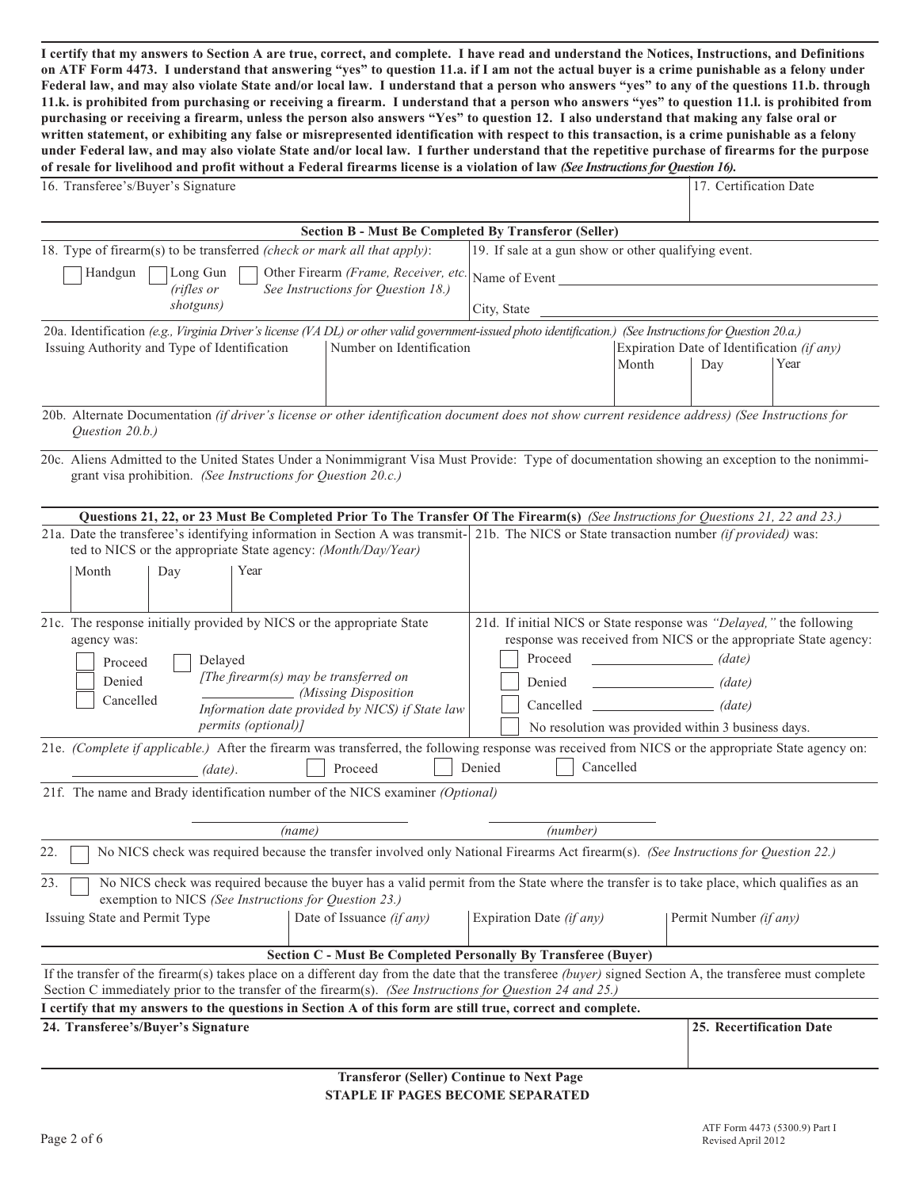**I certify that my answers to Section A are true, correct, and complete. I have read and understand the Notices, Instructions, and Definitions on ATF Form 4473. I understand that answering "yes" to question 11.a. if I am not the actual buyer is a crime punishable as a felony under Federal law, and may also violate State and/or local law. I understand that a person who answers "yes" to any of the questions 11.b. through 11.k. is prohibited from purchasing or receiving a firearm. I understand that a person who answers "yes" to question 11.l. is prohibited from purchasing or receiving a firearm, unless the person also answers "Yes" to question 12. I also understand that making any false oral or written statement, or exhibiting any false or misrepresented identification with respect to this transaction, is a crime punishable as a felony under Federal law, and may also violate State and/or local law. I further understand that the repetitive purchase of firearms for the purpose of resale for livelihood and profit without a Federal firearms license is a violation of law *(See Instructions for Question 16).***

| 16. Transferee's/Buyer's Signature | 17. Certification Date |
|---|---|
| | |

## Section B - Must Be Completed By Transferor (Seller)

18. Type of firearm(s) to be transferred *(check or mark all that apply)*:

☐ Handgun ☐ Long Gun *(rifles or shotguns)* ☐ Other Firearm *(Frame, Receiver, etc. See Instructions for Question 18.)*

19. If sale at a gun show or other qualifying event.

Name of Event ____________________

City, State ____________________

20a. Identification *(e.g., Virginia Driver's license (VA DL) or other valid government-issued photo identification.) (See Instructions for Question 20.a.)*

| Issuing Authority and Type of Identification | Number on Identification | Expiration Date of Identification *(if any)* | | |
|---|---|---|---|---|
| | | Month | Day | Year |
| | | | | |

20b. Alternate Documentation *(if driver's license or other identification document does not show current residence address) (See Instructions for Question 20.b.)*

20c. Aliens Admitted to the United States Under a Nonimmigrant Visa Must Provide: Type of documentation showing an exception to the nonimmigrant visa prohibition. *(See Instructions for Question 20.c.)*

### Questions 21, 22, or 23 Must Be Completed Prior To The Transfer Of The Firearm(s) *(See Instructions for Questions 21, 22 and 23.)*

21a. Date the transferee's identifying information in Section A was transmitted to NICS or the appropriate State agency: *(Month/Day/Year)*

| Month | Day | Year |
|---|---|---|
| | | |

21b. The NICS or State transaction number *(if provided)* was:

21c. The response initially provided by NICS or the appropriate State agency was:

☐ Proceed
☐ Denied
☐ Cancelled
☐ Delayed *[The firearm(s) may be transferred on ____________ (Missing Disposition Information date provided by NICS) if State law permits (optional)]*

21d. If initial NICS or State response was *"Delayed,"* the following response was received from NICS or the appropriate State agency:

☐ Proceed ____________ *(date)*
☐ Denied ____________ *(date)*
☐ Cancelled ____________ *(date)*
☐ No resolution was provided within 3 business days.

21e. *(Complete if applicable.)* After the firearm was transferred, the following response was received from NICS or the appropriate State agency on: ____________ *(date)*. ☐ Proceed ☐ Denied ☐ Cancelled

21f. The name and Brady identification number of the NICS examiner *(Optional)*

____________ *(name)* ____________ *(number)*

22. ☐ No NICS check was required because the transfer involved only National Firearms Act firearm(s). *(See Instructions for Question 22.)*

23. ☐ No NICS check was required because the buyer has a valid permit from the State where the transfer is to take place, which qualifies as an exemption to NICS *(See Instructions for Question 23.)*

| Issuing State and Permit Type | Date of Issuance *(if any)* | Expiration Date *(if any)* | Permit Number *(if any)* |
|---|---|---|---|
| | | | |

## Section C - Must Be Completed Personally By Transferee (Buyer)

If the transfer of the firearm(s) takes place on a different day from the date that the transferee *(buyer)* signed Section A, the transferee must complete Section C immediately prior to the transfer of the firearm(s). *(See Instructions for Question 24 and 25.)*

**I certify that my answers to the questions in Section A of this form are still true, correct and complete.**

| **24. Transferee's/Buyer's Signature** | **25. Recertification Date** |
|---|---|
| | |

**Transferor (Seller) Continue to Next Page**
**STAPLE IF PAGES BECOME SEPARATED**

ATF Form 4473 (5300.9) Part I
Revised April 2012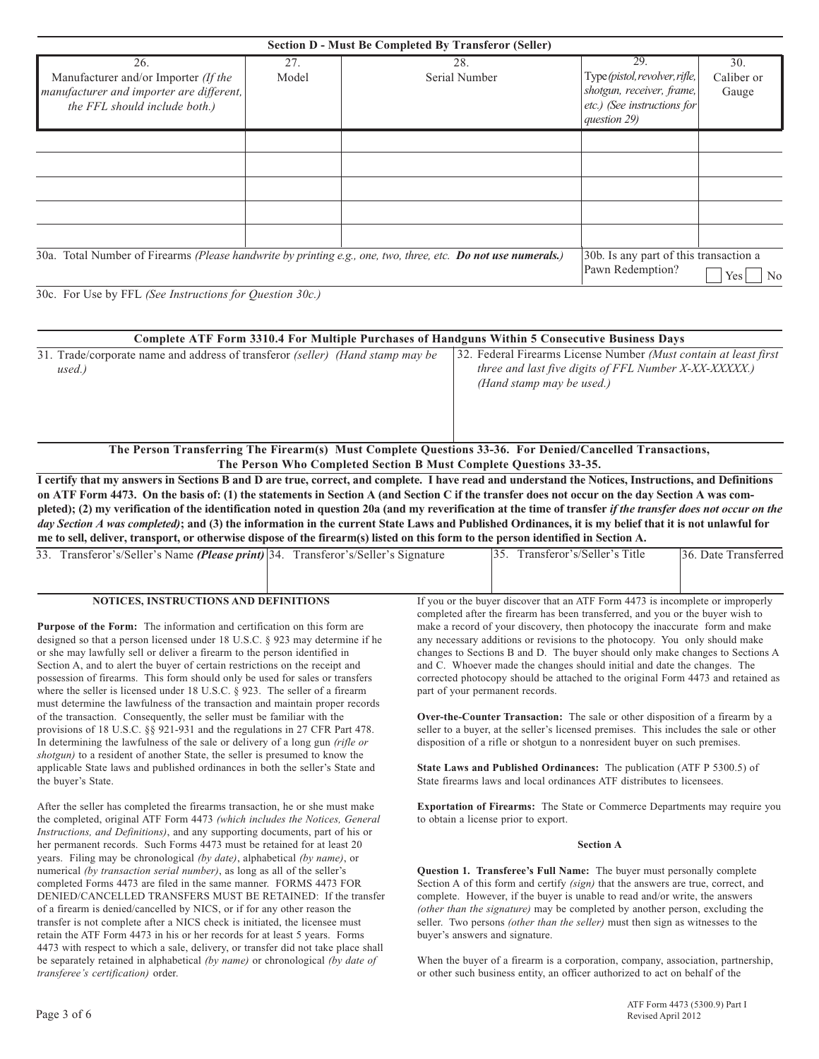## Section D - Must Be Completed By Transferor (Seller)

| 26. Manufacturer and/or Importer *(If the manufacturer and importer are different, the FFL should include both.)* | 27. Model | 28. Serial Number | 29. Type *(pistol, revolver, rifle, shotgun, receiver, frame, etc.) (See instructions for question 29)* | 30. Caliber or Gauge |
|---|---|---|---|---|
| | | | | |
| | | | | |
| | | | | |
| | | | | |
| | | | | |

30a. Total Number of Firearms *(Please handwrite by printing e.g., one, two, three, etc.* ***Do not use numerals.****)*

30b. Is any part of this transaction a Pawn Redemption? ☐ Yes ☐ No

30c. For Use by FFL *(See Instructions for Question 30c.)*

**Complete ATF Form 3310.4 For Multiple Purchases of Handguns Within 5 Consecutive Business Days**

| 31. Trade/corporate name and address of transferor *(seller) (Hand stamp may be used.)* | 32. Federal Firearms License Number *(Must contain at least first three and last five digits of FFL Number X-XX-XXXXX.) (Hand stamp may be used.)* |
|---|---|
| | |

**The Person Transferring The Firearm(s) Must Complete Questions 33-36. For Denied/Cancelled Transactions, The Person Who Completed Section B Must Complete Questions 33-35.**

**I certify that my answers in Sections B and D are true, correct, and complete. I have read and understand the Notices, Instructions, and Definitions on ATF Form 4473. On the basis of: (1) the statements in Section A (and Section C if the transfer does not occur on the day Section A was completed); (2) my verification of the identification noted in question 20a (and my reverification at the time of transfer** ***if the transfer does not occur on the day Section A was completed)*****; and (3) the information in the current State Laws and Published Ordinances, it is my belief that it is not unlawful for me to sell, deliver, transport, or otherwise dispose of the firearm(s) listed on this form to the person identified in Section A.**

| 33. Transferor's/Seller's Name ***(Please print)*** | 34. Transferor's/Seller's Signature | 35. Transferor's/Seller's Title | 36. Date Transferred |
|---|---|---|---|
| | | | |

## NOTICES, INSTRUCTIONS AND DEFINITIONS

**Purpose of the Form:** The information and certification on this form are designed so that a person licensed under 18 U.S.C. § 923 may determine if he or she may lawfully sell or deliver a firearm to the person identified in Section A, and to alert the buyer of certain restrictions on the receipt and possession of firearms. This form should only be used for sales or transfers where the seller is licensed under 18 U.S.C. § 923. The seller of a firearm must determine the lawfulness of the transaction and maintain proper records of the transaction. Consequently, the seller must be familiar with the provisions of 18 U.S.C. §§ 921-931 and the regulations in 27 CFR Part 478. In determining the lawfulness of the sale or delivery of a long gun *(rifle or shotgun)* to a resident of another State, the seller is presumed to know the applicable State laws and published ordinances in both the seller's State and the buyer's State.

After the seller has completed the firearms transaction, he or she must make the completed, original ATF Form 4473 *(which includes the Notices, General Instructions, and Definitions)*, and any supporting documents, part of his or her permanent records. Such Forms 4473 must be retained for at least 20 years. Filing may be chronological *(by date)*, alphabetical *(by name)*, or numerical *(by transaction serial number)*, as long as all of the seller's completed Forms 4473 are filed in the same manner. FORMS 4473 FOR DENIED/CANCELLED TRANSFERS MUST BE RETAINED: If the transfer of a firearm is denied/cancelled by NICS, or if for any other reason the transfer is not complete after a NICS check is initiated, the licensee must retain the ATF Form 4473 in his or her records for at least 5 years. Forms 4473 with respect to which a sale, delivery, or transfer did not take place shall be separately retained in alphabetical *(by name)* or chronological *(by date of transferee's certification)* order.

If you or the buyer discover that an ATF Form 4473 is incomplete or improperly completed after the firearm has been transferred, and you or the buyer wish to make a record of your discovery, then photocopy the inaccurate form and make any necessary additions or revisions to the photocopy. You only should make changes to Sections B and D. The buyer should only make changes to Sections A and C. Whoever made the changes should initial and date the changes. The corrected photocopy should be attached to the original Form 4473 and retained as part of your permanent records.

**Over-the-Counter Transaction:** The sale or other disposition of a firearm by a seller to a buyer, at the seller's licensed premises. This includes the sale or other disposition of a rifle or shotgun to a nonresident buyer on such premises.

**State Laws and Published Ordinances:** The publication (ATF P 5300.5) of State firearms laws and local ordinances ATF distributes to licensees.

**Exportation of Firearms:** The State or Commerce Departments may require you to obtain a license prior to export.

### Section A

**Question 1. Transferee's Full Name:** The buyer must personally complete Section A of this form and certify *(sign)* that the answers are true, correct, and complete. However, if the buyer is unable to read and/or write, the answers *(other than the signature)* may be completed by another person, excluding the seller. Two persons *(other than the seller)* must then sign as witnesses to the buyer's answers and signature.

When the buyer of a firearm is a corporation, company, association, partnership, or other such business entity, an officer authorized to act on behalf of the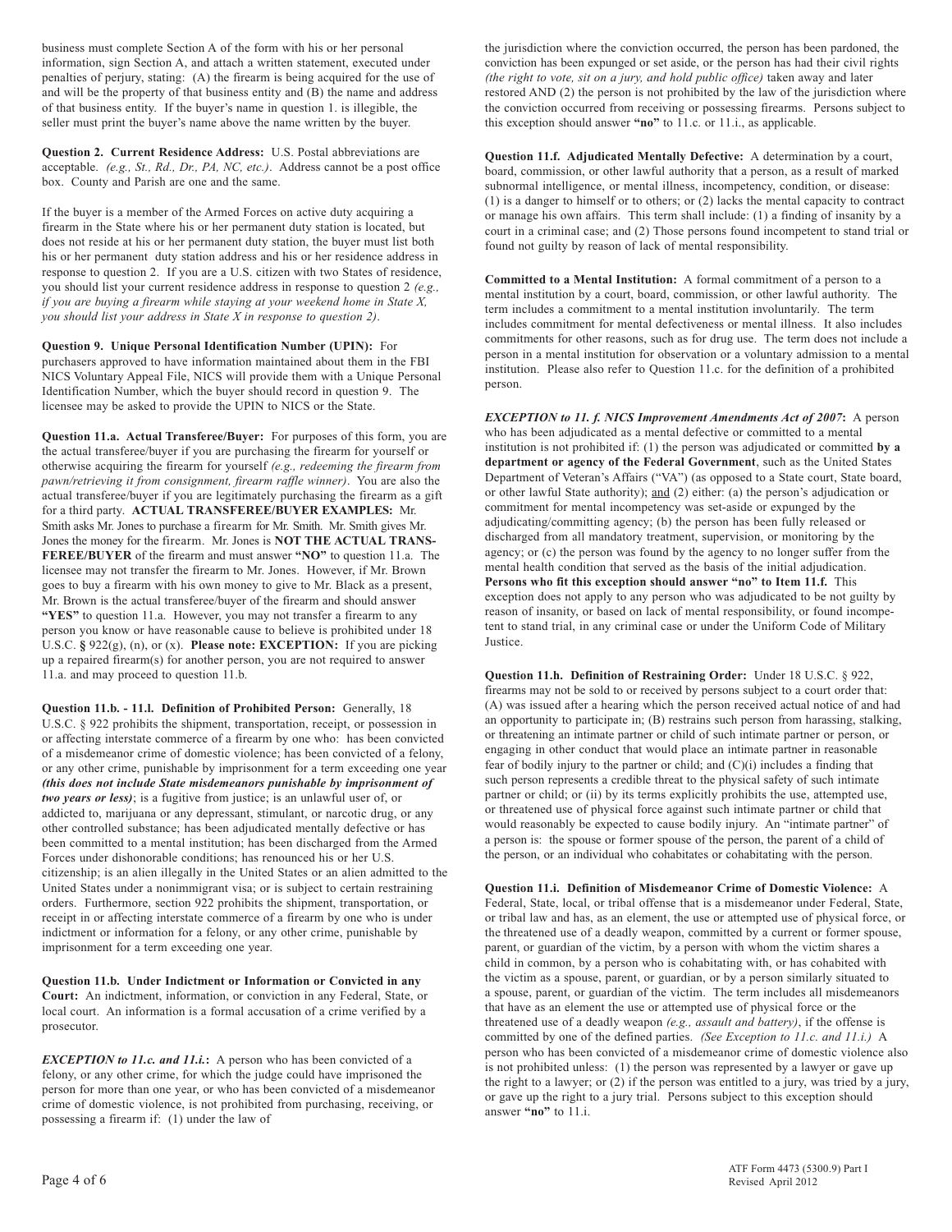business must complete Section A of the form with his or her personal information, sign Section A, and attach a written statement, executed under penalties of perjury, stating: (A) the firearm is being acquired for the use of and will be the property of that business entity and (B) the name and address of that business entity. If the buyer's name in question 1. is illegible, the seller must print the buyer's name above the name written by the buyer.

**Question 2. Current Residence Address:** U.S. Postal abbreviations are acceptable. *(e.g., St., Rd., Dr., PA, NC, etc.)*. Address cannot be a post office box. County and Parish are one and the same.

If the buyer is a member of the Armed Forces on active duty acquiring a firearm in the State where his or her permanent duty station is located, but does not reside at his or her permanent duty station, the buyer must list both his or her permanent duty station address and his or her residence address in response to question 2. If you are a U.S. citizen with two States of residence, you should list your current residence address in response to question 2 *(e.g., if you are buying a firearm while staying at your weekend home in State X, you should list your address in State X in response to question 2)*.

**Question 9. Unique Personal Identification Number (UPIN):** For purchasers approved to have information maintained about them in the FBI NICS Voluntary Appeal File, NICS will provide them with a Unique Personal Identification Number, which the buyer should record in question 9. The licensee may be asked to provide the UPIN to NICS or the State.

**Question 11.a. Actual Transferee/Buyer:** For purposes of this form, you are the actual transferee/buyer if you are purchasing the firearm for yourself or otherwise acquiring the firearm for yourself *(e.g., redeeming the firearm from pawn/retrieving it from consignment, firearm raffle winner)*. You are also the actual transferee/buyer if you are legitimately purchasing the firearm as a gift for a third party. **ACTUAL TRANSFEREE/BUYER EXAMPLES:** Mr. Smith asks Mr. Jones to purchase a firearm for Mr. Smith. Mr. Smith gives Mr. Jones the money for the firearm. Mr. Jones is **NOT THE ACTUAL TRANSFEREE/BUYER** of the firearm and must answer **"NO"** to question 11.a. The licensee may not transfer the firearm to Mr. Jones. However, if Mr. Brown goes to buy a firearm with his own money to give to Mr. Black as a present, Mr. Brown is the actual transferee/buyer of the firearm and should answer **"YES"** to question 11.a. However, you may not transfer a firearm to any person you know or have reasonable cause to believe is prohibited under 18 U.S.C. **§** 922(g), (n), or (x). **Please note: EXCEPTION:** If you are picking up a repaired firearm(s) for another person, you are not required to answer 11.a. and may proceed to question 11.b.

**Question 11.b. - 11.l. Definition of Prohibited Person:** Generally, 18 U.S.C. § 922 prohibits the shipment, transportation, receipt, or possession in or affecting interstate commerce of a firearm by one who: has been convicted of a misdemeanor crime of domestic violence; has been convicted of a felony, or any other crime, punishable by imprisonment for a term exceeding one year ***(this does not include State misdemeanors punishable by imprisonment of two years or less)***; is a fugitive from justice; is an unlawful user of, or addicted to, marijuana or any depressant, stimulant, or narcotic drug, or any other controlled substance; has been adjudicated mentally defective or has been committed to a mental institution; has been discharged from the Armed Forces under dishonorable conditions; has renounced his or her U.S. citizenship; is an alien illegally in the United States or an alien admitted to the United States under a nonimmigrant visa; or is subject to certain restraining orders. Furthermore, section 922 prohibits the shipment, transportation, or receipt in or affecting interstate commerce of a firearm by one who is under indictment or information for a felony, or any other crime, punishable by imprisonment for a term exceeding one year.

**Question 11.b. Under Indictment or Information or Convicted in any Court:** An indictment, information, or conviction in any Federal, State, or local court. An information is a formal accusation of a crime verified by a prosecutor.

***EXCEPTION to 11.c. and 11.i.*:** A person who has been convicted of a felony, or any other crime, for which the judge could have imprisoned the person for more than one year, or who has been convicted of a misdemeanor crime of domestic violence, is not prohibited from purchasing, receiving, or possessing a firearm if: (1) under the law of the jurisdiction where the conviction occurred, the person has been pardoned, the conviction has been expunged or set aside, or the person has had their civil rights *(the right to vote, sit on a jury, and hold public office)* taken away and later restored AND (2) the person is not prohibited by the law of the jurisdiction where the conviction occurred from receiving or possessing firearms. Persons subject to this exception should answer **"no"** to 11.c. or 11.i., as applicable.

**Question 11.f. Adjudicated Mentally Defective:** A determination by a court, board, commission, or other lawful authority that a person, as a result of marked subnormal intelligence, or mental illness, incompetency, condition, or disease: (1) is a danger to himself or to others; or (2) lacks the mental capacity to contract or manage his own affairs. This term shall include: (1) a finding of insanity by a court in a criminal case; and (2) Those persons found incompetent to stand trial or found not guilty by reason of lack of mental responsibility.

**Committed to a Mental Institution:** A formal commitment of a person to a mental institution by a court, board, commission, or other lawful authority. The term includes a commitment to a mental institution involuntarily. The term includes commitment for mental defectiveness or mental illness. It also includes commitments for other reasons, such as for drug use. The term does not include a person in a mental institution for observation or a voluntary admission to a mental institution. Please also refer to Question 11.c. for the definition of a prohibited person.

***EXCEPTION to 11. f. NICS Improvement Amendments Act of 2007*:** A person who has been adjudicated as a mental defective or committed to a mental institution is not prohibited if: (1) the person was adjudicated or committed **by a department or agency of the Federal Government**, such as the United States Department of Veteran's Affairs ("VA") (as opposed to a State court, State board, or other lawful State authority); and (2) either: (a) the person's adjudication or commitment for mental incompetency was set-aside or expunged by the adjudicating/committing agency; (b) the person has been fully released or discharged from all mandatory treatment, supervision, or monitoring by the agency; or (c) the person was found by the agency to no longer suffer from the mental health condition that served as the basis of the initial adjudication. **Persons who fit this exception should answer "no" to Item 11.f.** This exception does not apply to any person who was adjudicated to be not guilty by reason of insanity, or based on lack of mental responsibility, or found incompetent to stand trial, in any criminal case or under the Uniform Code of Military Justice.

**Question 11.h. Definition of Restraining Order:** Under 18 U.S.C. § 922, firearms may not be sold to or received by persons subject to a court order that: (A) was issued after a hearing which the person received actual notice of and had an opportunity to participate in; (B) restrains such person from harassing, stalking, or threatening an intimate partner or child of such intimate partner or person, or engaging in other conduct that would place an intimate partner in reasonable fear of bodily injury to the partner or child; and (C)(i) includes a finding that such person represents a credible threat to the physical safety of such intimate partner or child; or (ii) by its terms explicitly prohibits the use, attempted use, or threatened use of physical force against such intimate partner or child that would reasonably be expected to cause bodily injury. An "intimate partner" of a person is: the spouse or former spouse of the person, the parent of a child of the person, or an individual who cohabitates or cohabitating with the person.

**Question 11.i. Definition of Misdemeanor Crime of Domestic Violence:** A Federal, State, local, or tribal offense that is a misdemeanor under Federal, State, or tribal law and has, as an element, the use or attempted use of physical force, or the threatened use of a deadly weapon, committed by a current or former spouse, parent, or guardian of the victim, by a person with whom the victim shares a child in common, by a person who is cohabitating with, or has cohabited with the victim as a spouse, parent, or guardian, or by a person similarly situated to a spouse, parent, or guardian of the victim. The term includes all misdemeanors that have as an element the use or attempted use of physical force or the threatened use of a deadly weapon *(e.g., assault and battery)*, if the offense is committed by one of the defined parties. *(See Exception to 11.c. and 11.i.)* A person who has been convicted of a misdemeanor crime of domestic violence also is not prohibited unless: (1) the person was represented by a lawyer or gave up the right to a lawyer; or (2) if the person was entitled to a jury, was tried by a jury, or gave up the right to a jury trial. Persons subject to this exception should answer **"no"** to 11.i.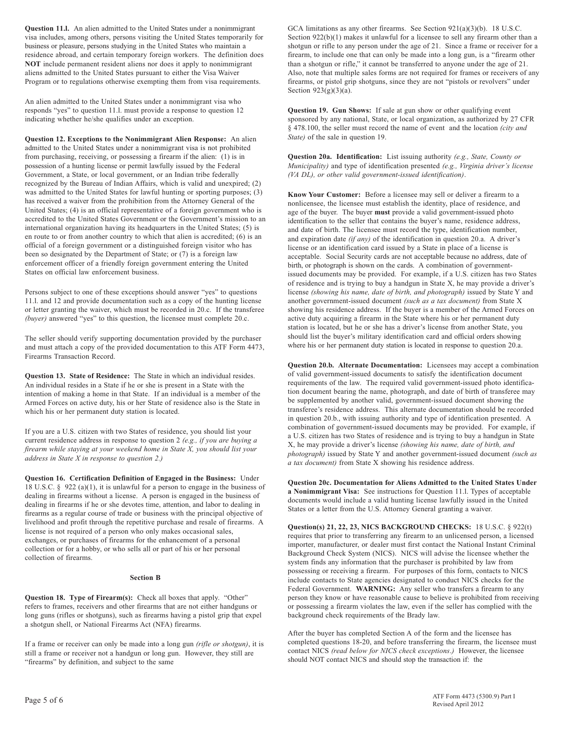**Question 11.l.** An alien admitted to the United States under a nonimmigrant visa includes, among others, persons visiting the United States temporarily for business or pleasure, persons studying in the United States who maintain a residence abroad, and certain temporary foreign workers. The definition does **NOT** include permanent resident aliens nor does it apply to nonimmigrant aliens admitted to the United States pursuant to either the Visa Waiver Program or to regulations otherwise exempting them from visa requirements.

An alien admitted to the United States under a nonimmigrant visa who responds "yes" to question 11.l. must provide a response to question 12 indicating whether he/she qualifies under an exception.

**Question 12. Exceptions to the Nonimmigrant Alien Response:** An alien admitted to the United States under a nonimmigrant visa is not prohibited from purchasing, receiving, or possessing a firearm if the alien: (1) is in possession of a hunting license or permit lawfully issued by the Federal Government, a State, or local government, or an Indian tribe federally recognized by the Bureau of Indian Affairs, which is valid and unexpired; (2) was admitted to the United States for lawful hunting or sporting purposes; (3) has received a waiver from the prohibition from the Attorney General of the United States; (4) is an official representative of a foreign government who is accredited to the United States Government or the Government's mission to an international organization having its headquarters in the United States; (5) is en route to or from another country to which that alien is accredited; (6) is an official of a foreign government or a distinguished foreign visitor who has been so designated by the Department of State; or (7) is a foreign law enforcement officer of a friendly foreign government entering the United States on official law enforcement business.

Persons subject to one of these exceptions should answer "yes" to questions 11.l. and 12 and provide documentation such as a copy of the hunting license or letter granting the waiver, which must be recorded in 20.c. If the transferee *(buyer)* answered "yes" to this question, the licensee must complete 20.c.

The seller should verify supporting documentation provided by the purchaser and must attach a copy of the provided documentation to this ATF Form 4473, Firearms Transaction Record.

**Question 13. State of Residence:** The State in which an individual resides. An individual resides in a State if he or she is present in a State with the intention of making a home in that State. If an individual is a member of the Armed Forces on active duty, his or her State of residence also is the State in which his or her permanent duty station is located.

If you are a U.S. citizen with two States of residence, you should list your current residence address in response to question 2 *(e.g., if you are buying a firearm while staying at your weekend home in State X, you should list your address in State X in response to question 2.)*

**Question 16. Certification Definition of Engaged in the Business:** Under 18 U.S.C. § 922 (a)(1), it is unlawful for a person to engage in the business of dealing in firearms without a license. A person is engaged in the business of dealing in firearms if he or she devotes time, attention, and labor to dealing in firearms as a regular course of trade or business with the principal objective of livelihood and profit through the repetitive purchase and resale of firearms. A license is not required of a person who only makes occasional sales, exchanges, or purchases of firearms for the enhancement of a personal collection or for a hobby, or who sells all or part of his or her personal collection of firearms.

## Section B

**Question 18. Type of Firearm(s):** Check all boxes that apply. "Other" refers to frames, receivers and other firearms that are not either handguns or long guns (rifles or shotguns), such as firearms having a pistol grip that expel a shotgun shell, or National Firearms Act (NFA) firearms.

If a frame or receiver can only be made into a long gun *(rifle or shotgun)*, it is still a frame or receiver not a handgun or long gun. However, they still are "firearms" by definition, and subject to the same GCA limitations as any other firearms. See Section 921(a)(3)(b). 18 U.S.C. Section 922(b)(1) makes it unlawful for a licensee to sell any firearm other than a shotgun or rifle to any person under the age of 21. Since a frame or receiver for a firearm, to include one that can only be made into a long gun, is a "firearm other than a shotgun or rifle," it cannot be transferred to anyone under the age of 21. Also, note that multiple sales forms are not required for frames or receivers of any firearms, or pistol grip shotguns, since they are not "pistols or revolvers" under Section 923(g)(3)(a).

**Question 19. Gun Shows:** If sale at gun show or other qualifying event sponsored by any national, State, or local organization, as authorized by 27 CFR § 478.100, the seller must record the name of event and the location *(city and State)* of the sale in question 19.

**Question 20a. Identification:** List issuing authority *(e.g., State, County or Municipality)* and type of identification presented *(e.g., Virginia driver's license (VA DL), or other valid government-issued identification)*.

**Know Your Customer:** Before a licensee may sell or deliver a firearm to a nonlicensee, the licensee must establish the identity, place of residence, and age of the buyer. The buyer **must** provide a valid government-issued photo identification to the seller that contains the buyer's name, residence address, and date of birth. The licensee must record the type, identification number, and expiration date *(if any)* of the identification in question 20.a. A driver's license or an identification card issued by a State in place of a license is acceptable. Social Security cards are not acceptable because no address, date of birth, or photograph is shown on the cards. A combination of government-issued documents may be provided. For example, if a U.S. citizen has two States of residence and is trying to buy a handgun in State X, he may provide a driver's license *(showing his name, date of birth, and photograph)* issued by State Y and another government-issued document *(such as a tax document)* from State X showing his residence address. If the buyer is a member of the Armed Forces on active duty acquiring a firearm in the State where his or her permanent duty station is located, but he or she has a driver's license from another State, you should list the buyer's military identification card and official orders showing where his or her permanent duty station is located in response to question 20.a.

**Question 20.b. Alternate Documentation:** Licensees may accept a combination of valid government-issued documents to satisfy the identification document requirements of the law. The required valid government-issued photo identification document bearing the name, photograph, and date of birth of transferee may be supplemented by another valid, government-issued document showing the transferee's residence address. This alternate documentation should be recorded in question 20.b., with issuing authority and type of identification presented. A combination of government-issued documents may be provided. For example, if a U.S. citizen has two States of residence and is trying to buy a handgun in State X, he may provide a driver's license *(showing his name, date of birth, and photograph)* issued by State Y and another government-issued document *(such as a tax document)* from State X showing his residence address.

**Question 20c. Documentation for Aliens Admitted to the United States Under a Nonimmigrant Visa:** See instructions for Question 11.l. Types of acceptable documents would include a valid hunting license lawfully issued in the United States or a letter from the U.S. Attorney General granting a waiver.

**Question(s) 21, 22, 23, NICS BACKGROUND CHECKS:** 18 U.S.C. § 922(t) requires that prior to transferring any firearm to an unlicensed person, a licensed importer, manufacturer, or dealer must first contact the National Instant Criminal Background Check System (NICS). NICS will advise the licensee whether the system finds any information that the purchaser is prohibited by law from possessing or receiving a firearm. For purposes of this form, contacts to NICS include contacts to State agencies designated to conduct NICS checks for the Federal Government. **WARNING:** Any seller who transfers a firearm to any person they know or have reasonable cause to believe is prohibited from receiving or possessing a firearm violates the law, even if the seller has complied with the background check requirements of the Brady law.

After the buyer has completed Section A of the form and the licensee has completed questions 18-20, and before transferring the firearm, the licensee must contact NICS *(read below for NICS check exceptions.)* However, the licensee should NOT contact NICS and should stop the transaction if: the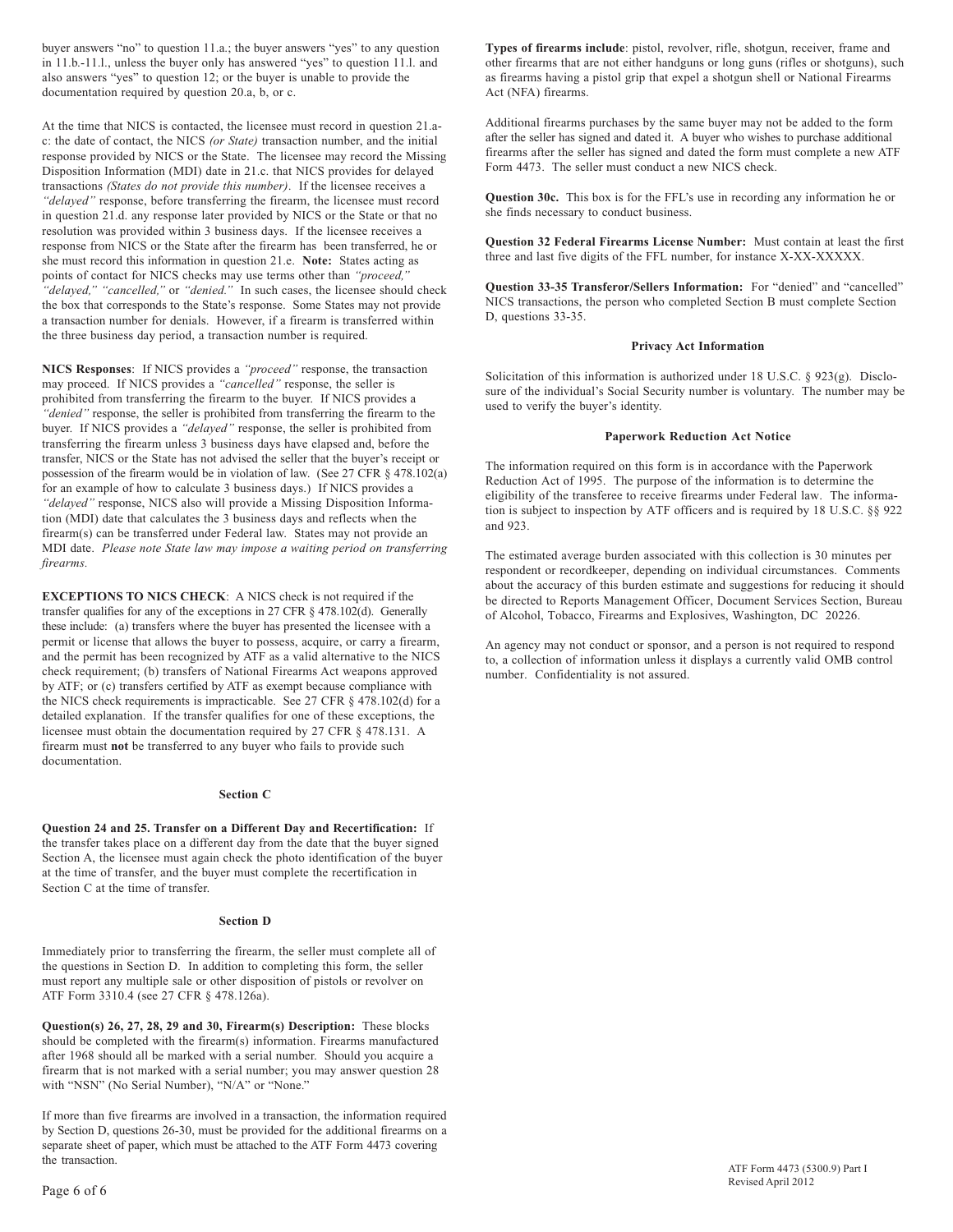buyer answers "no" to question 11.a.; the buyer answers "yes" to any question in 11.b.-11.l., unless the buyer only has answered "yes" to question 11.l. and also answers "yes" to question 12; or the buyer is unable to provide the documentation required by question 20.a, b, or c.

At the time that NICS is contacted, the licensee must record in question 21.a-c: the date of contact, the NICS *(or State)* transaction number, and the initial response provided by NICS or the State. The licensee may record the Missing Disposition Information (MDI) date in 21.c. that NICS provides for delayed transactions *(States do not provide this number)*. If the licensee receives a *"delayed"* response, before transferring the firearm, the licensee must record in question 21.d. any response later provided by NICS or the State or that no resolution was provided within 3 business days. If the licensee receives a response from NICS or the State after the firearm has been transferred, he or she must record this information in question 21.e. **Note:** States acting as points of contact for NICS checks may use terms other than *"proceed," "delayed," "cancelled,"* or *"denied."* In such cases, the licensee should check the box that corresponds to the State's response. Some States may not provide a transaction number for denials. However, if a firearm is transferred within the three business day period, a transaction number is required.

**NICS Responses**: If NICS provides a *"proceed"* response, the transaction may proceed. If NICS provides a *"cancelled"* response, the seller is prohibited from transferring the firearm to the buyer. If NICS provides a *"denied"* response, the seller is prohibited from transferring the firearm to the buyer. If NICS provides a *"delayed"* response, the seller is prohibited from transferring the firearm unless 3 business days have elapsed and, before the transfer, NICS or the State has not advised the seller that the buyer's receipt or possession of the firearm would be in violation of law. (See 27 CFR § 478.102(a) for an example of how to calculate 3 business days.) If NICS provides a *"delayed"* response, NICS also will provide a Missing Disposition Information (MDI) date that calculates the 3 business days and reflects when the firearm(s) can be transferred under Federal law. States may not provide an MDI date. *Please note State law may impose a waiting period on transferring firearms.*

**EXCEPTIONS TO NICS CHECK**: A NICS check is not required if the transfer qualifies for any of the exceptions in 27 CFR § 478.102(d). Generally these include: (a) transfers where the buyer has presented the licensee with a permit or license that allows the buyer to possess, acquire, or carry a firearm, and the permit has been recognized by ATF as a valid alternative to the NICS check requirement; (b) transfers of National Firearms Act weapons approved by ATF; or (c) transfers certified by ATF as exempt because compliance with the NICS check requirements is impracticable. See 27 CFR § 478.102(d) for a detailed explanation. If the transfer qualifies for one of these exceptions, the licensee must obtain the documentation required by 27 CFR § 478.131. A firearm must **not** be transferred to any buyer who fails to provide such documentation.

#### Section C

**Question 24 and 25. Transfer on a Different Day and Recertification:** If the transfer takes place on a different day from the date that the buyer signed Section A, the licensee must again check the photo identification of the buyer at the time of transfer, and the buyer must complete the recertification in Section C at the time of transfer.

#### Section D

Immediately prior to transferring the firearm, the seller must complete all of the questions in Section D. In addition to completing this form, the seller must report any multiple sale or other disposition of pistols or revolver on ATF Form 3310.4 (see 27 CFR § 478.126a).

**Question(s) 26, 27, 28, 29 and 30, Firearm(s) Description:** These blocks should be completed with the firearm(s) information. Firearms manufactured after 1968 should all be marked with a serial number. Should you acquire a firearm that is not marked with a serial number; you may answer question 28 with "NSN" (No Serial Number), "N/A" or "None."

If more than five firearms are involved in a transaction, the information required by Section D, questions 26-30, must be provided for the additional firearms on a separate sheet of paper, which must be attached to the ATF Form 4473 covering the transaction.

**Types of firearms include**: pistol, revolver, rifle, shotgun, receiver, frame and other firearms that are not either handguns or long guns (rifles or shotguns), such as firearms having a pistol grip that expel a shotgun shell or National Firearms Act (NFA) firearms.

Additional firearms purchases by the same buyer may not be added to the form after the seller has signed and dated it. A buyer who wishes to purchase additional firearms after the seller has signed and dated the form must complete a new ATF Form 4473. The seller must conduct a new NICS check.

**Question 30c.** This box is for the FFL's use in recording any information he or she finds necessary to conduct business.

**Question 32 Federal Firearms License Number:** Must contain at least the first three and last five digits of the FFL number, for instance X-XX-XXXXX.

**Question 33-35 Transferor/Sellers Information:** For "denied" and "cancelled" NICS transactions, the person who completed Section B must complete Section D, questions 33-35.

#### Privacy Act Information

Solicitation of this information is authorized under 18 U.S.C. § 923(g). Disclosure of the individual's Social Security number is voluntary. The number may be used to verify the buyer's identity.

#### Paperwork Reduction Act Notice

The information required on this form is in accordance with the Paperwork Reduction Act of 1995. The purpose of the information is to determine the eligibility of the transferee to receive firearms under Federal law. The information is subject to inspection by ATF officers and is required by 18 U.S.C. §§ 922 and 923.

The estimated average burden associated with this collection is 30 minutes per respondent or recordkeeper, depending on individual circumstances. Comments about the accuracy of this burden estimate and suggestions for reducing it should be directed to Reports Management Officer, Document Services Section, Bureau of Alcohol, Tobacco, Firearms and Explosives, Washington, DC 20226.

An agency may not conduct or sponsor, and a person is not required to respond to, a collection of information unless it displays a currently valid OMB control number. Confidentiality is not assured.

ATF Form 4473 (5300.9) Part I
Revised April 2012